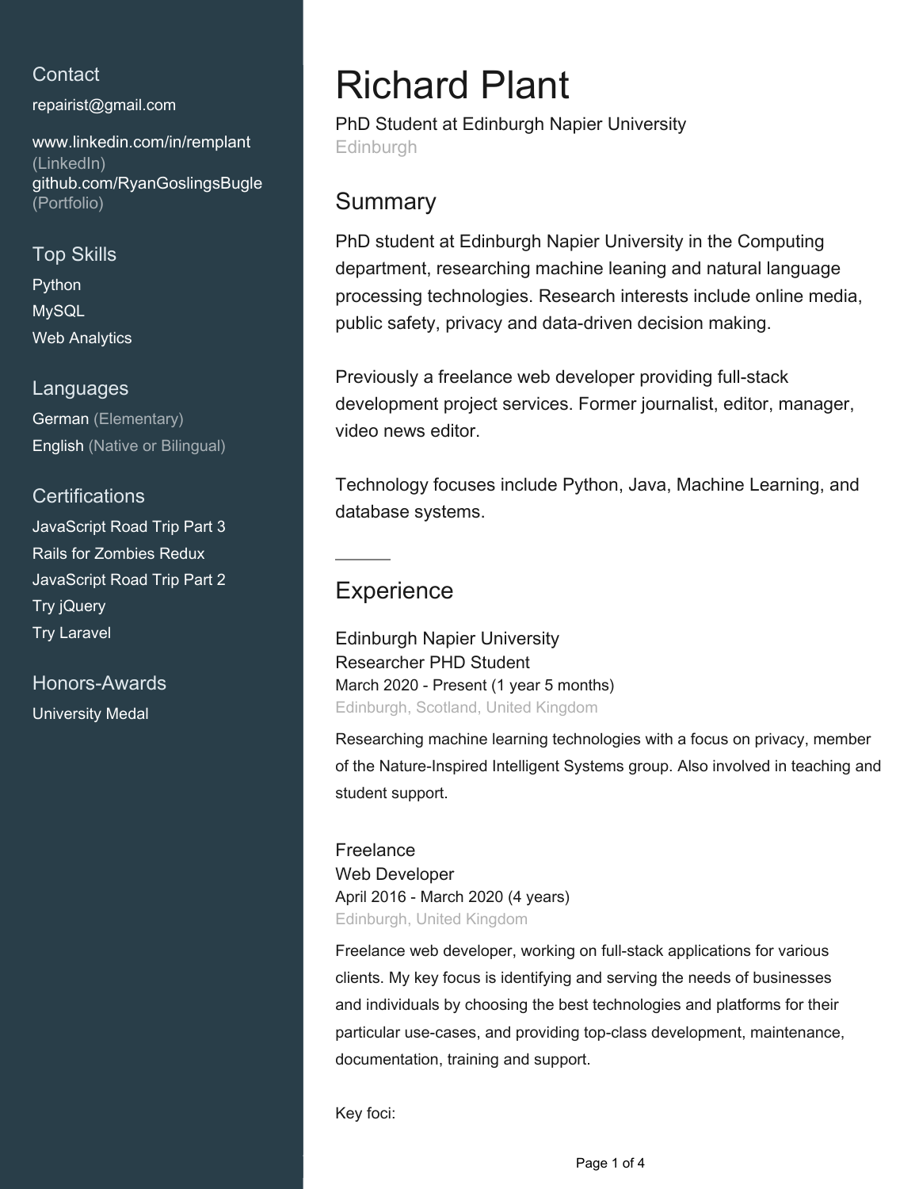## Contact

repairist@gmail.com

www.linkedin.com/in/remplant (LinkedIn)
github.com/RyanGoslingsBugle (Portfolio)

## Top Skills

Python
MySQL
Web Analytics

## Languages

German (Elementary)
English (Native or Bilingual)

## Certifications

JavaScript Road Trip Part 3
Rails for Zombies Redux
JavaScript Road Trip Part 2
Try jQuery
Try Laravel

## Honors-Awards

University Medal

# Richard Plant

PhD Student at Edinburgh Napier University
Edinburgh

## Summary

PhD student at Edinburgh Napier University in the Computing department, researching machine leaning and natural language processing technologies. Research interests include online media, public safety, privacy and data-driven decision making.

Previously a freelance web developer providing full-stack development project services. Former journalist, editor, manager, video news editor.

Technology focuses include Python, Java, Machine Learning, and database systems.

## Experience

### Edinburgh Napier University

Researcher PHD Student
March 2020 - Present (1 year 5 months)
Edinburgh, Scotland, United Kingdom

Researching machine learning technologies with a focus on privacy, member of the Nature-Inspired Intelligent Systems group. Also involved in teaching and student support.

### Freelance

Web Developer
April 2016 - March 2020 (4 years)
Edinburgh, United Kingdom

Freelance web developer, working on full-stack applications for various clients. My key focus is identifying and serving the needs of businesses and individuals by choosing the best technologies and platforms for their particular use-cases, and providing top-class development, maintenance, documentation, training and support.

Key foci: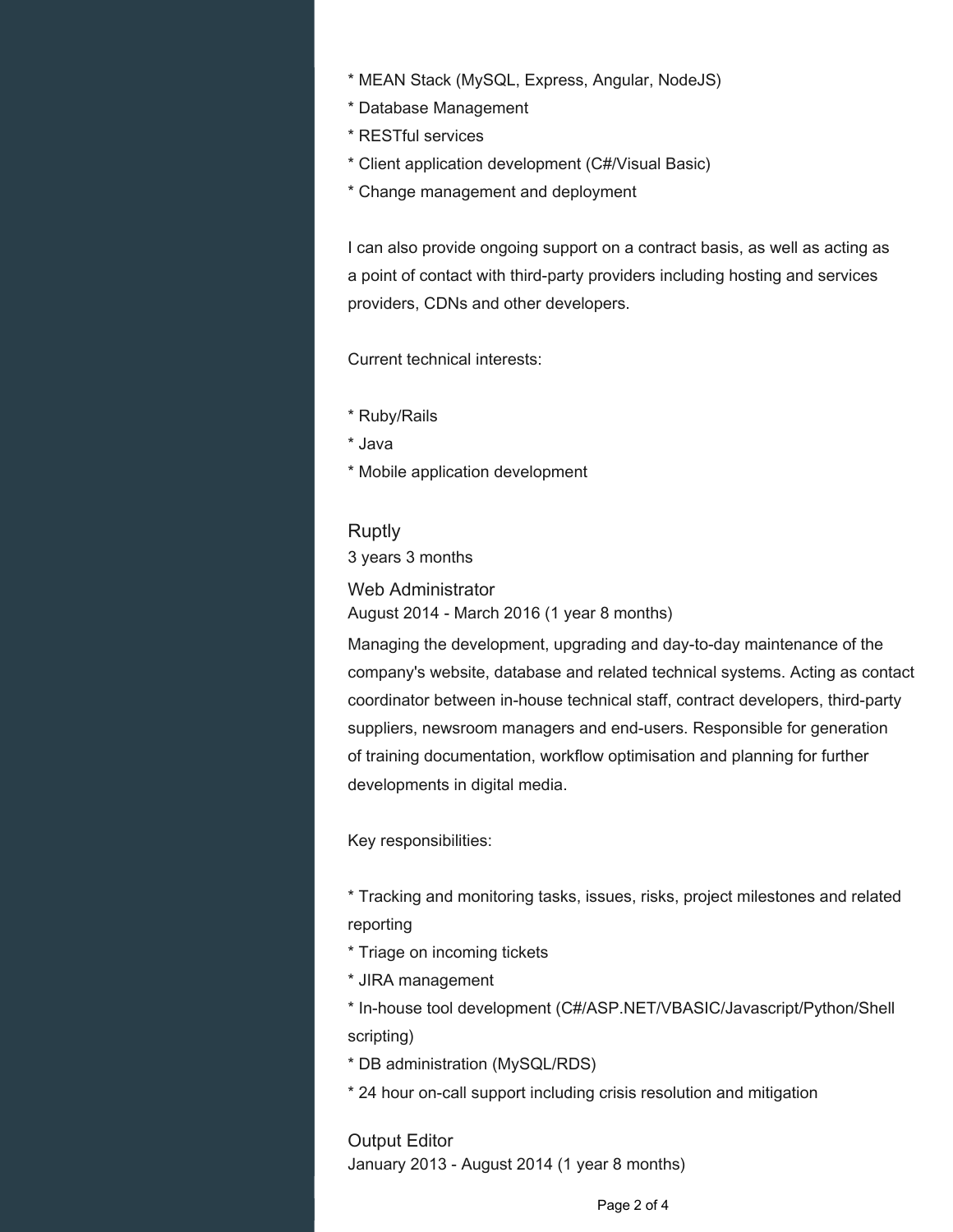* MEAN Stack (MySQL, Express, Angular, NodeJS)
* Database Management
* RESTful services
* Client application development (C#/Visual Basic)
* Change management and deployment

I can also provide ongoing support on a contract basis, as well as acting as a point of contact with third-party providers including hosting and services providers, CDNs and other developers.

Current technical interests:

* Ruby/Rails
* Java
* Mobile application development

### Ruptly

3 years 3 months

#### Web Administrator

August 2014 - March 2016 (1 year 8 months)

Managing the development, upgrading and day-to-day maintenance of the company's website, database and related technical systems. Acting as contact coordinator between in-house technical staff, contract developers, third-party suppliers, newsroom managers and end-users. Responsible for generation of training documentation, workflow optimisation and planning for further developments in digital media.

Key responsibilities:

* Tracking and monitoring tasks, issues, risks, project milestones and related reporting
* Triage on incoming tickets
* JIRA management
* In-house tool development (C#/ASP.NET/VBASIC/Javascript/Python/Shell scripting)
* DB administration (MySQL/RDS)
* 24 hour on-call support including crisis resolution and mitigation

#### Output Editor

January 2013 - August 2014 (1 year 8 months)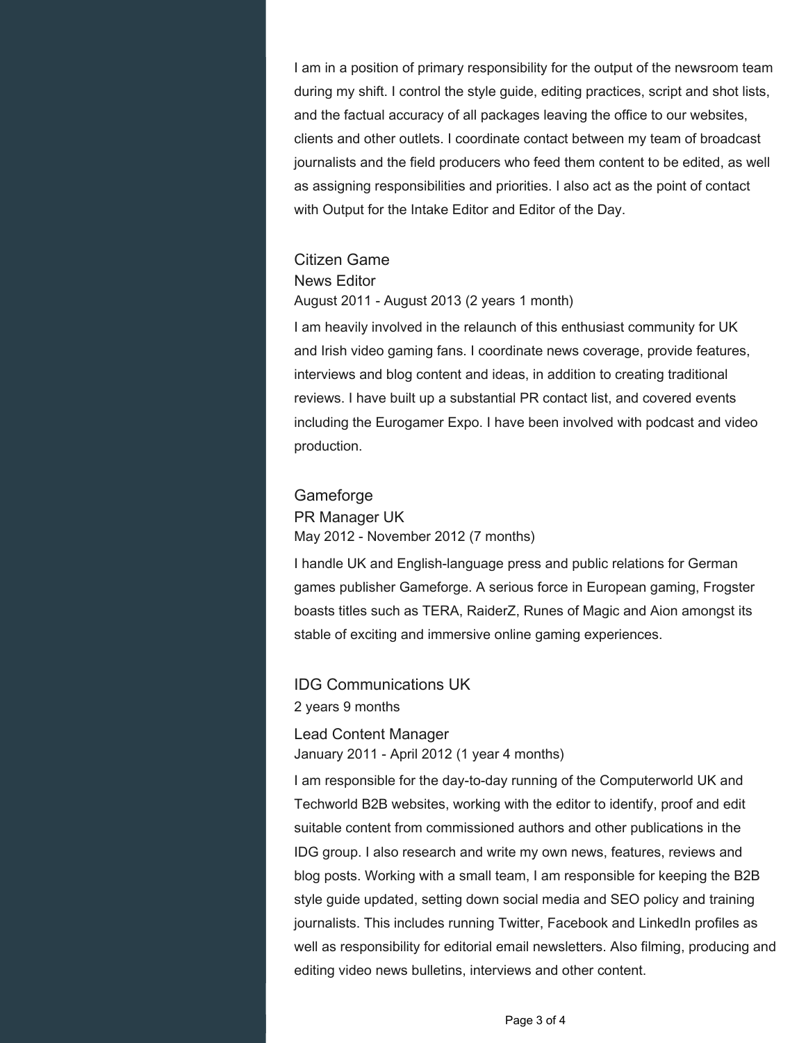I am in a position of primary responsibility for the output of the newsroom team during my shift. I control the style guide, editing practices, script and shot lists, and the factual accuracy of all packages leaving the office to our websites, clients and other outlets. I coordinate contact between my team of broadcast journalists and the field producers who feed them content to be edited, as well as assigning responsibilities and priorities. I also act as the point of contact with Output for the Intake Editor and Editor of the Day.

### Citizen Game

News Editor

August 2011 - August 2013 (2 years 1 month)

I am heavily involved in the relaunch of this enthusiast community for UK and Irish video gaming fans. I coordinate news coverage, provide features, interviews and blog content and ideas, in addition to creating traditional reviews. I have built up a substantial PR contact list, and covered events including the Eurogamer Expo. I have been involved with podcast and video production.

### Gameforge

PR Manager UK

May 2012 - November 2012 (7 months)

I handle UK and English-language press and public relations for German games publisher Gameforge. A serious force in European gaming, Frogster boasts titles such as TERA, RaiderZ, Runes of Magic and Aion amongst its stable of exciting and immersive online gaming experiences.

### IDG Communications UK

2 years 9 months

Lead Content Manager

January 2011 - April 2012 (1 year 4 months)

I am responsible for the day-to-day running of the Computerworld UK and Techworld B2B websites, working with the editor to identify, proof and edit suitable content from commissioned authors and other publications in the IDG group. I also research and write my own news, features, reviews and blog posts. Working with a small team, I am responsible for keeping the B2B style guide updated, setting down social media and SEO policy and training journalists. This includes running Twitter, Facebook and LinkedIn profiles as well as responsibility for editorial email newsletters. Also filming, producing and editing video news bulletins, interviews and other content.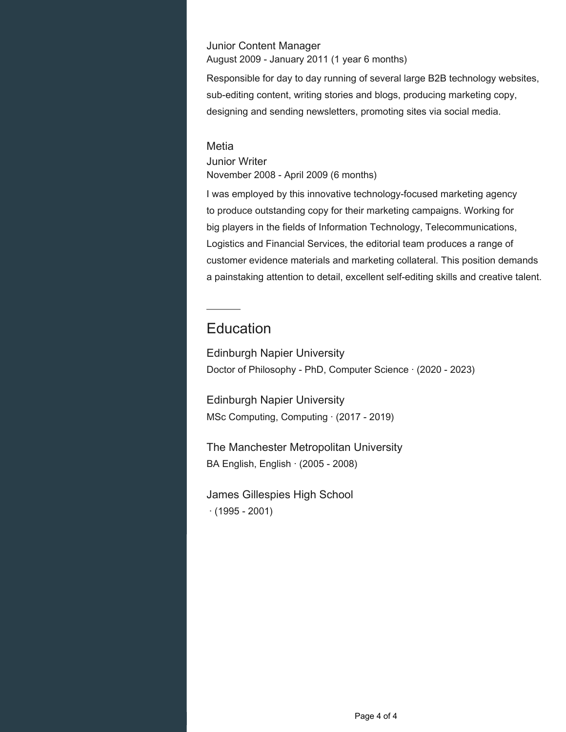Junior Content Manager

August 2009 - January 2011 (1 year 6 months)

Responsible for day to day running of several large B2B technology websites, sub-editing content, writing stories and blogs, producing marketing copy, designing and sending newsletters, promoting sites via social media.

Metia

Junior Writer

November 2008 - April 2009 (6 months)

I was employed by this innovative technology-focused marketing agency to produce outstanding copy for their marketing campaigns. Working for big players in the fields of Information Technology, Telecommunications, Logistics and Financial Services, the editorial team produces a range of customer evidence materials and marketing collateral. This position demands a painstaking attention to detail, excellent self-editing skills and creative talent.

## Education

Edinburgh Napier University

Doctor of Philosophy - PhD, Computer Science · (2020 - 2023)

Edinburgh Napier University

MSc Computing, Computing · (2017 - 2019)

The Manchester Metropolitan University

BA English, English · (2005 - 2008)

James Gillespies High School

· (1995 - 2001)